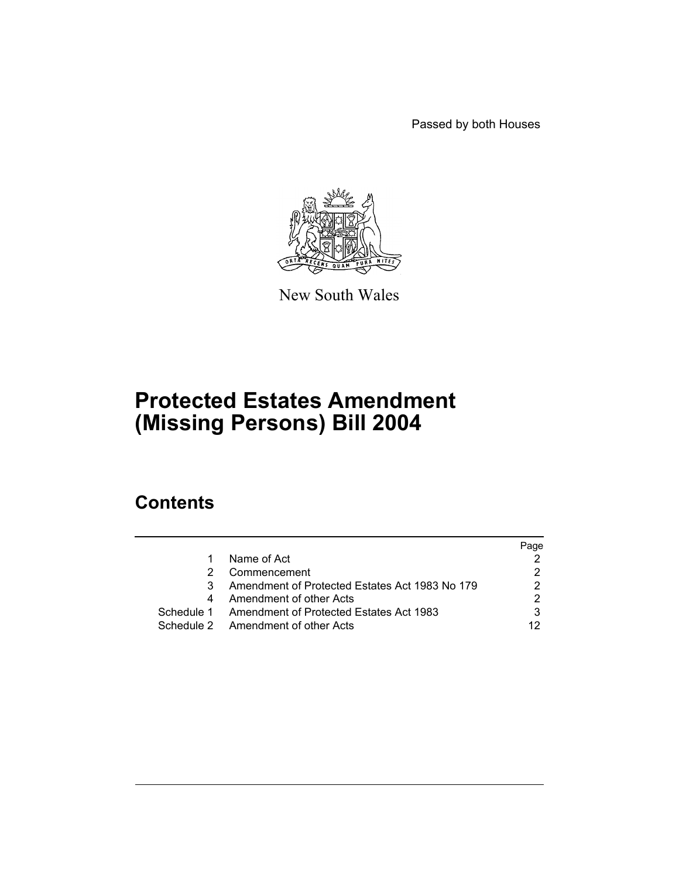Passed by both Houses

New South Wales

# Protected Estates Amendment (Missing Persons) Bill 2004

## Contents

| | | Page |
|---|---|---|
| 1 | Name of Act | 2 |
| 2 | Commencement | 2 |
| 3 | Amendment of Protected Estates Act 1983 No 179 | 2 |
| 4 | Amendment of other Acts | 2 |
| Schedule 1 | Amendment of Protected Estates Act 1983 | 3 |
| Schedule 2 | Amendment of other Acts | 12 |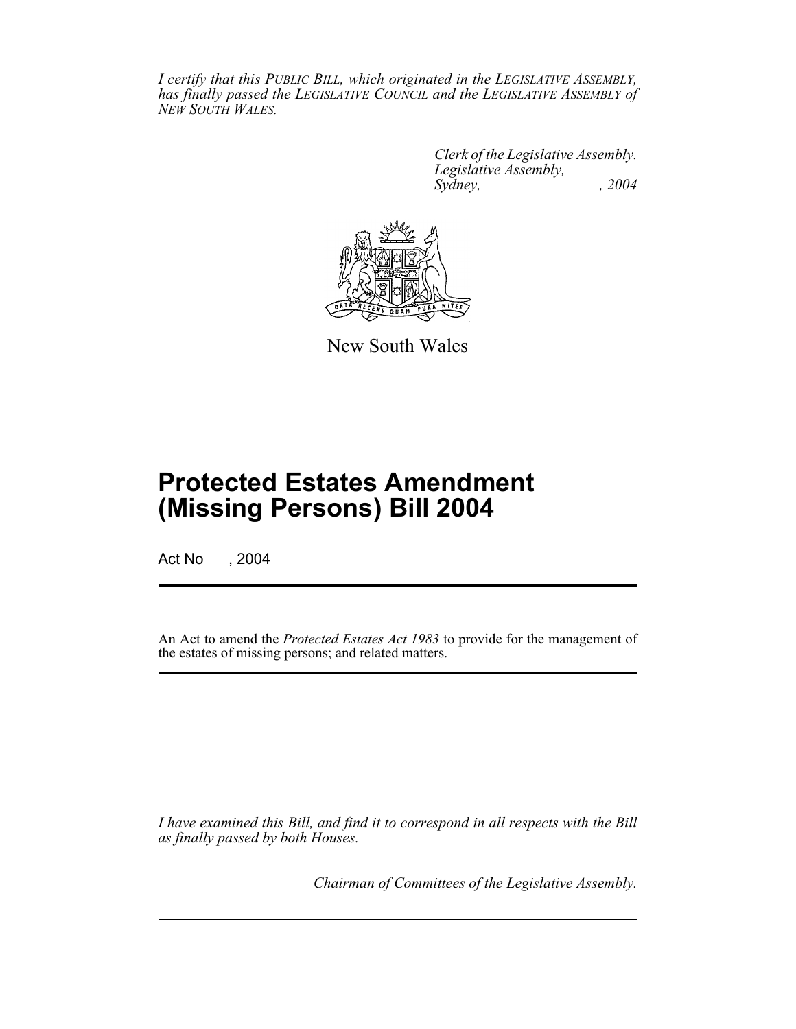*I certify that this PUBLIC BILL, which originated in the LEGISLATIVE ASSEMBLY, has finally passed the LEGISLATIVE COUNCIL and the LEGISLATIVE ASSEMBLY of NEW SOUTH WALES.*

*Clerk of the Legislative Assembly.*
*Legislative Assembly,*
*Sydney, , 2004*

New South Wales

# Protected Estates Amendment (Missing Persons) Bill 2004

Act No , 2004

An Act to amend the *Protected Estates Act 1983* to provide for the management of the estates of missing persons; and related matters.

*I have examined this Bill, and find it to correspond in all respects with the Bill as finally passed by both Houses.*

*Chairman of Committees of the Legislative Assembly.*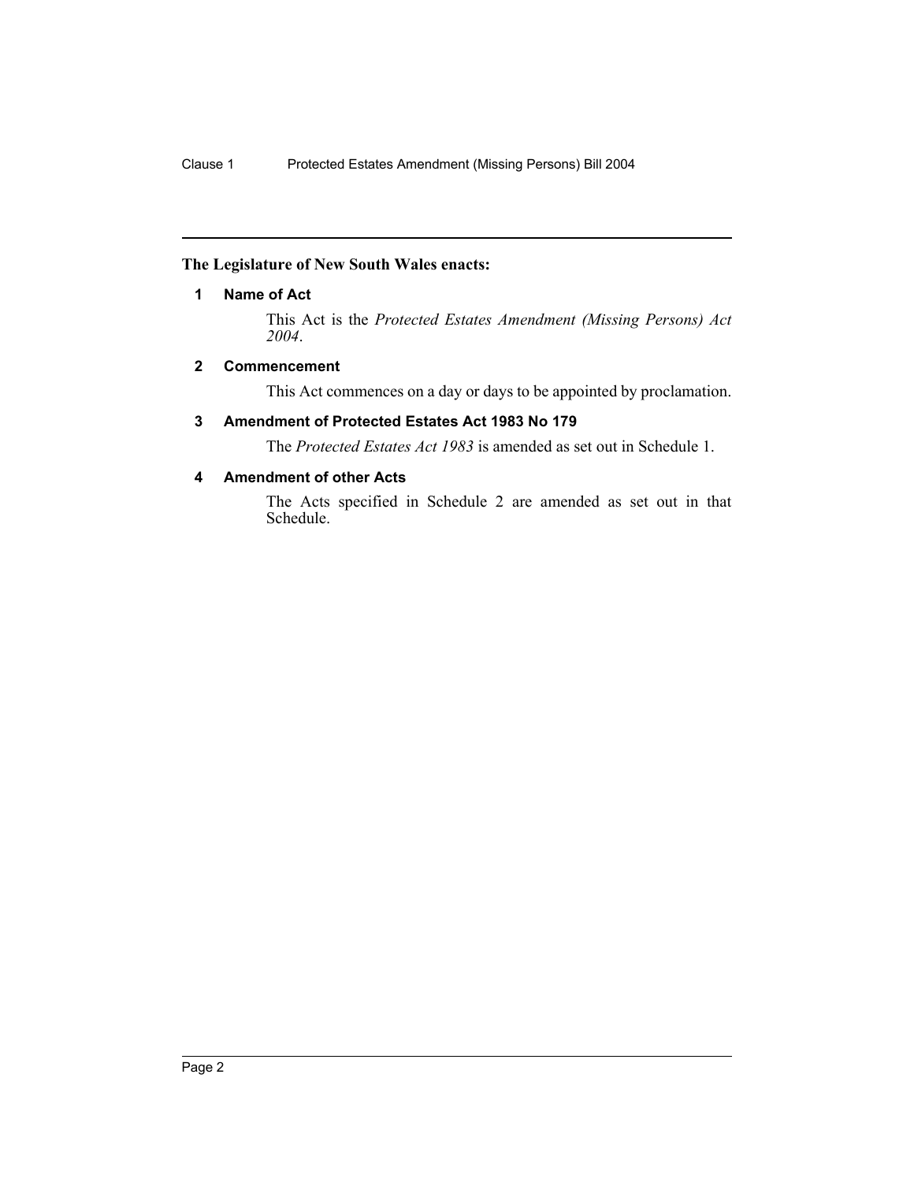**The Legislature of New South Wales enacts:**

## 1 Name of Act

This Act is the *Protected Estates Amendment (Missing Persons) Act 2004*.

## 2 Commencement

This Act commences on a day or days to be appointed by proclamation.

## 3 Amendment of Protected Estates Act 1983 No 179

The *Protected Estates Act 1983* is amended as set out in Schedule 1.

## 4 Amendment of other Acts

The Acts specified in Schedule 2 are amended as set out in that Schedule.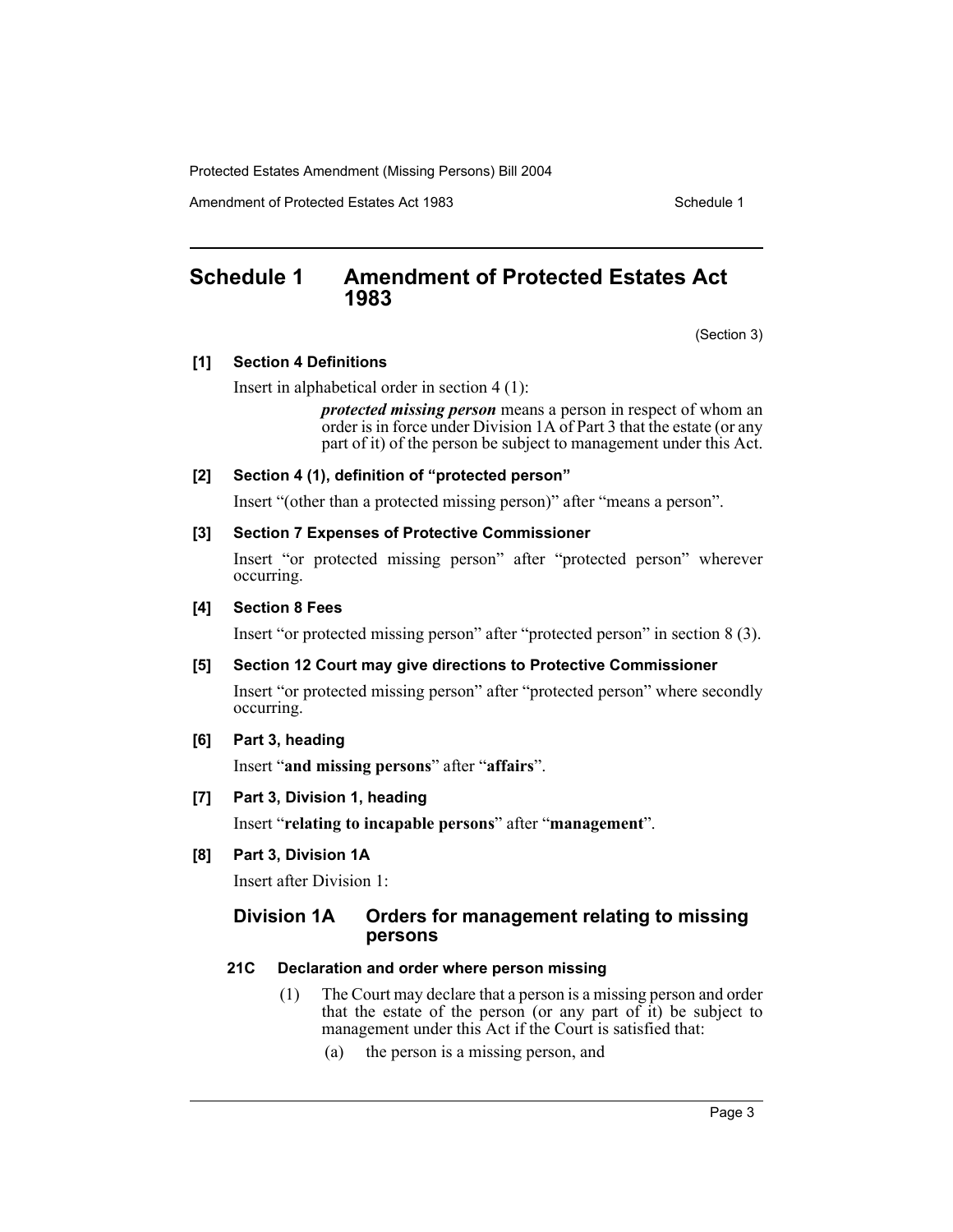# Schedule 1 Amendment of Protected Estates Act 1983

(Section 3)

**[1] Section 4 Definitions**

Insert in alphabetical order in section 4 (1):

> ***protected missing person*** means a person in respect of whom an order is in force under Division 1A of Part 3 that the estate (or any part of it) of the person be subject to management under this Act.

**[2] Section 4 (1), definition of "protected person"**

Insert "(other than a protected missing person)" after "means a person".

**[3] Section 7 Expenses of Protective Commissioner**

Insert "or protected missing person" after "protected person" wherever occurring.

**[4] Section 8 Fees**

Insert "or protected missing person" after "protected person" in section 8 (3).

**[5] Section 12 Court may give directions to Protective Commissioner**

Insert "or protected missing person" after "protected person" where secondly occurring.

**[6] Part 3, heading**

Insert "**and missing persons**" after "**affairs**".

**[7] Part 3, Division 1, heading**

Insert "**relating to incapable persons**" after "**management**".

**[8] Part 3, Division 1A**

Insert after Division 1:

## Division 1A Orders for management relating to missing persons

### 21C Declaration and order where person missing

(1) The Court may declare that a person is a missing person and order that the estate of the person (or any part of it) be subject to management under this Act if the Court is satisfied that:

(a) the person is a missing person, and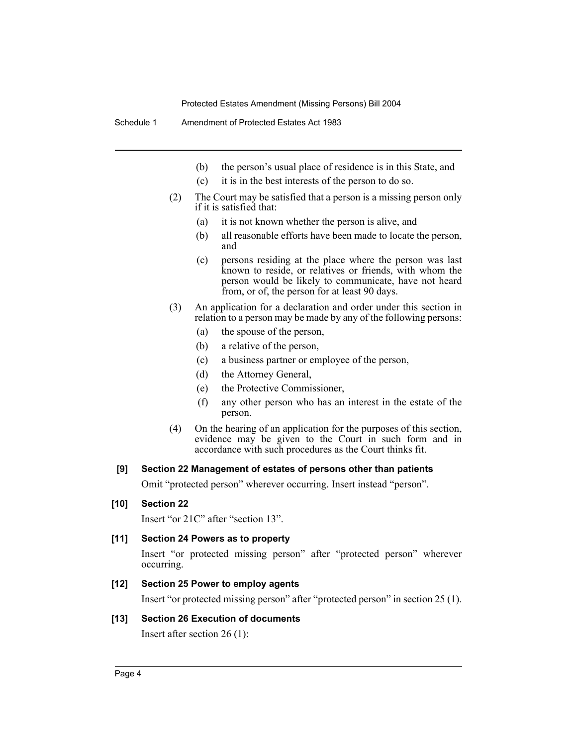(b) the person's usual place of residence is in this State, and

(c) it is in the best interests of the person to do so.

(2) The Court may be satisfied that a person is a missing person only if it is satisfied that:

(a) it is not known whether the person is alive, and

(b) all reasonable efforts have been made to locate the person, and

(c) persons residing at the place where the person was last known to reside, or relatives or friends, with whom the person would be likely to communicate, have not heard from, or of, the person for at least 90 days.

(3) An application for a declaration and order under this section in relation to a person may be made by any of the following persons:

(a) the spouse of the person,

(b) a relative of the person,

(c) a business partner or employee of the person,

(d) the Attorney General,

(e) the Protective Commissioner,

(f) any other person who has an interest in the estate of the person.

(4) On the hearing of an application for the purposes of this section, evidence may be given to the Court in such form and in accordance with such procedures as the Court thinks fit.

**[9] Section 22 Management of estates of persons other than patients**

Omit "protected person" wherever occurring. Insert instead "person".

**[10] Section 22**

Insert "or 21C" after "section 13".

**[11] Section 24 Powers as to property**

Insert "or protected missing person" after "protected person" wherever occurring.

**[12] Section 25 Power to employ agents**

Insert "or protected missing person" after "protected person" in section 25 (1).

**[13] Section 26 Execution of documents**

Insert after section 26 (1):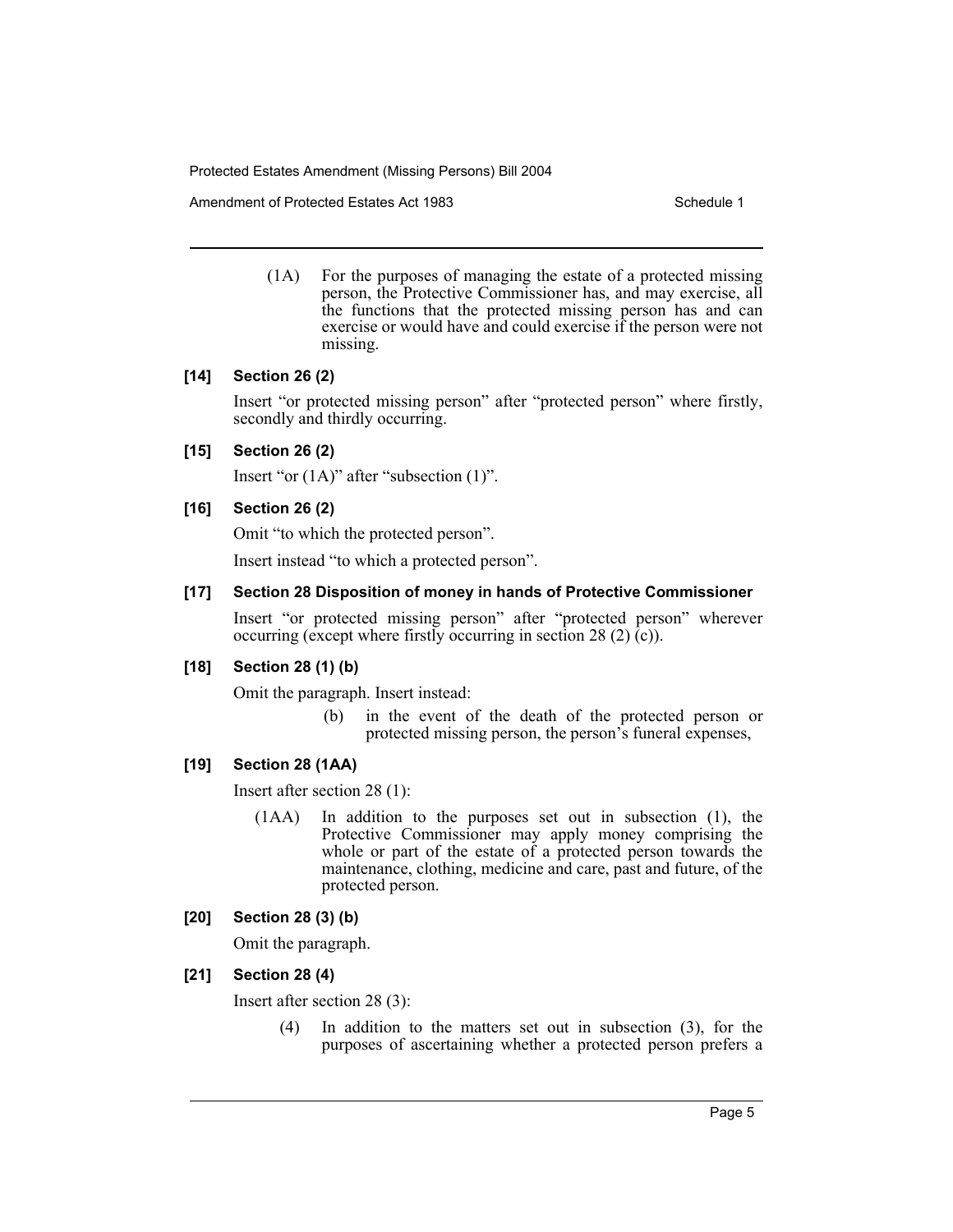(1A) For the purposes of managing the estate of a protected missing person, the Protective Commissioner has, and may exercise, all the functions that the protected missing person has and can exercise or would have and could exercise if the person were not missing.

**[14] Section 26 (2)**

Insert "or protected missing person" after "protected person" where firstly, secondly and thirdly occurring.

**[15] Section 26 (2)**

Insert "or (1A)" after "subsection (1)".

**[16] Section 26 (2)**

Omit "to which the protected person".

Insert instead "to which a protected person".

**[17] Section 28 Disposition of money in hands of Protective Commissioner**

Insert "or protected missing person" after "protected person" wherever occurring (except where firstly occurring in section 28 (2) (c)).

**[18] Section 28 (1) (b)**

Omit the paragraph. Insert instead:

(b) in the event of the death of the protected person or protected missing person, the person's funeral expenses,

**[19] Section 28 (1AA)**

Insert after section 28 (1):

(1AA) In addition to the purposes set out in subsection (1), the Protective Commissioner may apply money comprising the whole or part of the estate of a protected person towards the maintenance, clothing, medicine and care, past and future, of the protected person.

**[20] Section 28 (3) (b)**

Omit the paragraph.

**[21] Section 28 (4)**

Insert after section 28 (3):

(4) In addition to the matters set out in subsection (3), for the purposes of ascertaining whether a protected person prefers a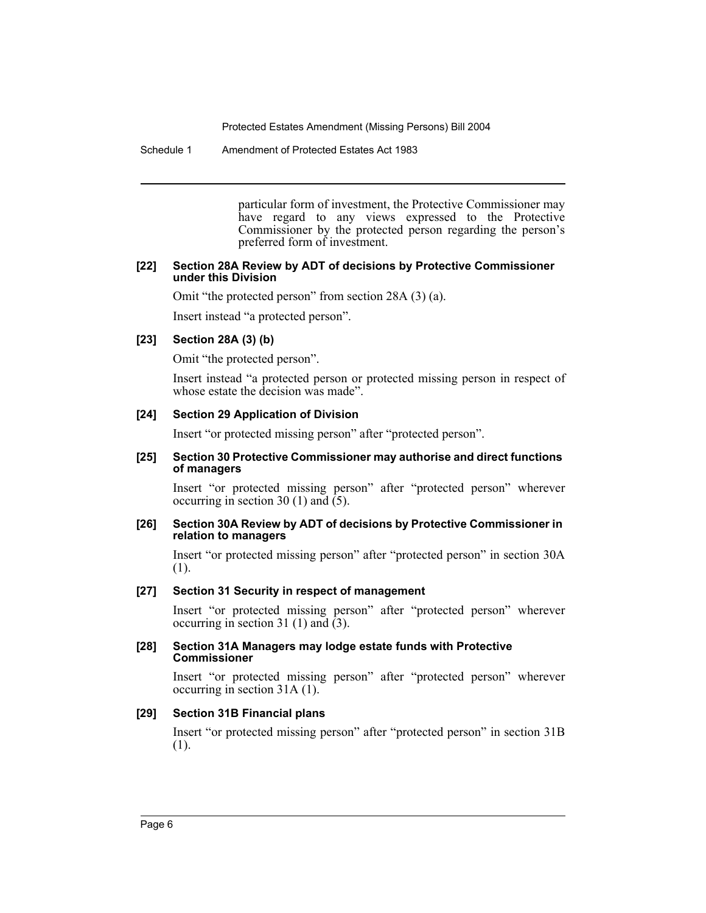particular form of investment, the Protective Commissioner may have regard to any views expressed to the Protective Commissioner by the protected person regarding the person's preferred form of investment.

#### [22] Section 28A Review by ADT of decisions by Protective Commissioner under this Division

Omit "the protected person" from section 28A (3) (a).

Insert instead "a protected person".

#### [23] Section 28A (3) (b)

Omit "the protected person".

Insert instead "a protected person or protected missing person in respect of whose estate the decision was made".

#### [24] Section 29 Application of Division

Insert "or protected missing person" after "protected person".

#### [25] Section 30 Protective Commissioner may authorise and direct functions of managers

Insert "or protected missing person" after "protected person" wherever occurring in section 30 (1) and (5).

#### [26] Section 30A Review by ADT of decisions by Protective Commissioner in relation to managers

Insert "or protected missing person" after "protected person" in section 30A (1).

#### [27] Section 31 Security in respect of management

Insert "or protected missing person" after "protected person" wherever occurring in section 31 (1) and (3).

#### [28] Section 31A Managers may lodge estate funds with Protective Commissioner

Insert "or protected missing person" after "protected person" wherever occurring in section 31A (1).

#### [29] Section 31B Financial plans

Insert "or protected missing person" after "protected person" in section 31B (1).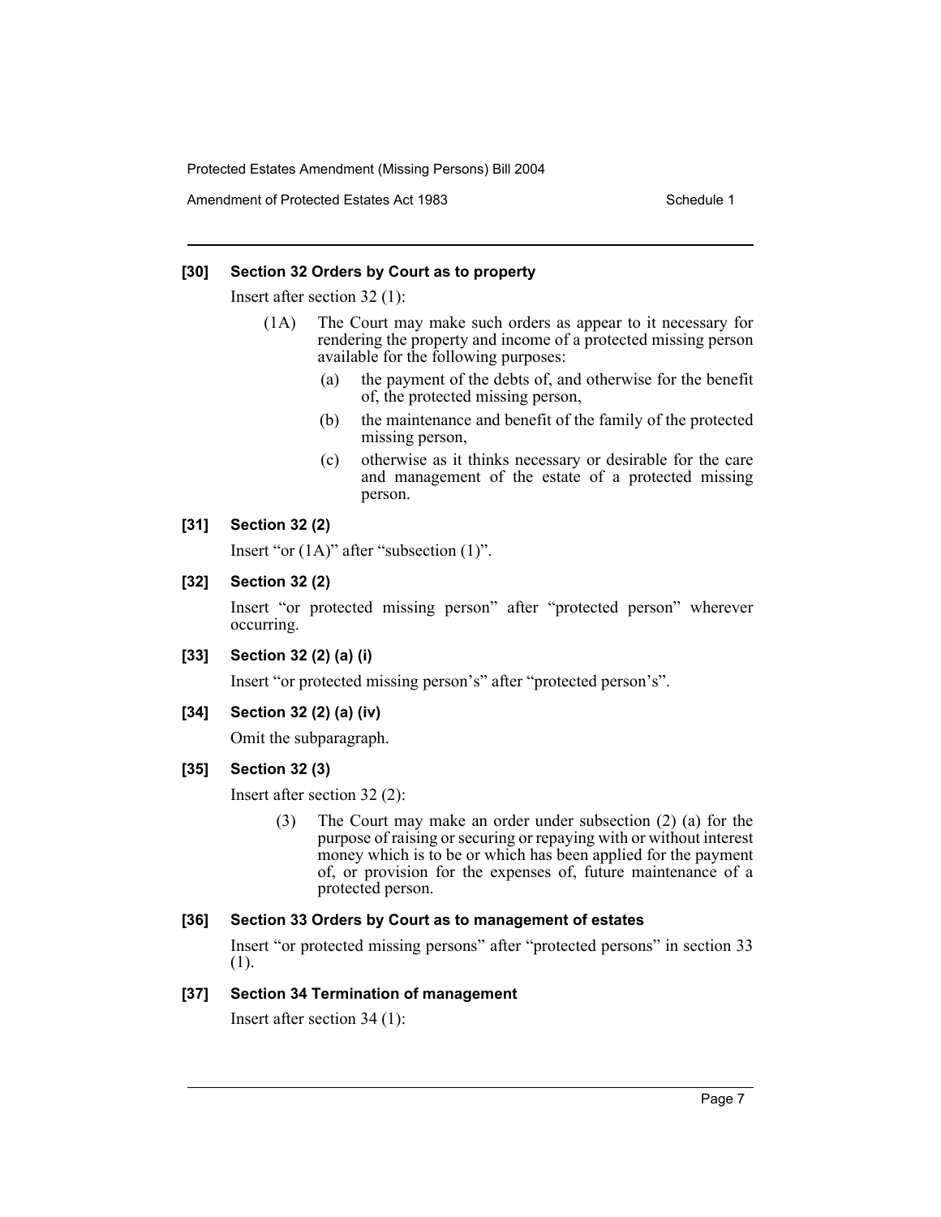### [30] Section 32 Orders by Court as to property

Insert after section 32 (1):

(1A) The Court may make such orders as appear to it necessary for rendering the property and income of a protected missing person available for the following purposes:

(a) the payment of the debts of, and otherwise for the benefit of, the protected missing person,

(b) the maintenance and benefit of the family of the protected missing person,

(c) otherwise as it thinks necessary or desirable for the care and management of the estate of a protected missing person.

### [31] Section 32 (2)

Insert "or (1A)" after "subsection (1)".

### [32] Section 32 (2)

Insert "or protected missing person" after "protected person" wherever occurring.

### [33] Section 32 (2) (a) (i)

Insert "or protected missing person's" after "protected person's".

### [34] Section 32 (2) (a) (iv)

Omit the subparagraph.

### [35] Section 32 (3)

Insert after section 32 (2):

(3) The Court may make an order under subsection (2) (a) for the purpose of raising or securing or repaying with or without interest money which is to be or which has been applied for the payment of, or provision for the expenses of, future maintenance of a protected person.

### [36] Section 33 Orders by Court as to management of estates

Insert "or protected missing persons" after "protected persons" in section 33 (1).

### [37] Section 34 Termination of management

Insert after section 34 (1):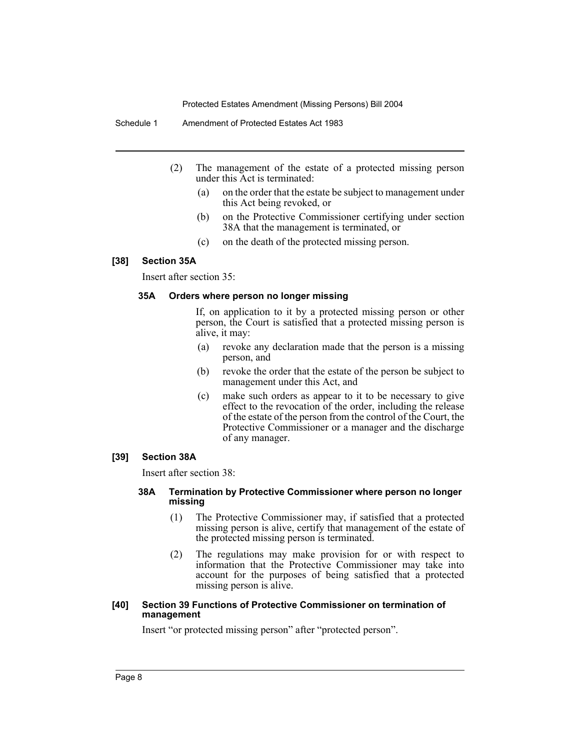(2) The management of the estate of a protected missing person under this Act is terminated:

(a) on the order that the estate be subject to management under this Act being revoked, or

(b) on the Protective Commissioner certifying under section 38A that the management is terminated, or

(c) on the death of the protected missing person.

### [38] Section 35A

Insert after section 35:

#### 35A Orders where person no longer missing

If, on application to it by a protected missing person or other person, the Court is satisfied that a protected missing person is alive, it may:

(a) revoke any declaration made that the person is a missing person, and

(b) revoke the order that the estate of the person be subject to management under this Act, and

(c) make such orders as appear to it to be necessary to give effect to the revocation of the order, including the release of the estate of the person from the control of the Court, the Protective Commissioner or a manager and the discharge of any manager.

### [39] Section 38A

Insert after section 38:

#### 38A Termination by Protective Commissioner where person no longer missing

(1) The Protective Commissioner may, if satisfied that a protected missing person is alive, certify that management of the estate of the protected missing person is terminated.

(2) The regulations may make provision for or with respect to information that the Protective Commissioner may take into account for the purposes of being satisfied that a protected missing person is alive.

### [40] Section 39 Functions of Protective Commissioner on termination of management

Insert "or protected missing person" after "protected person".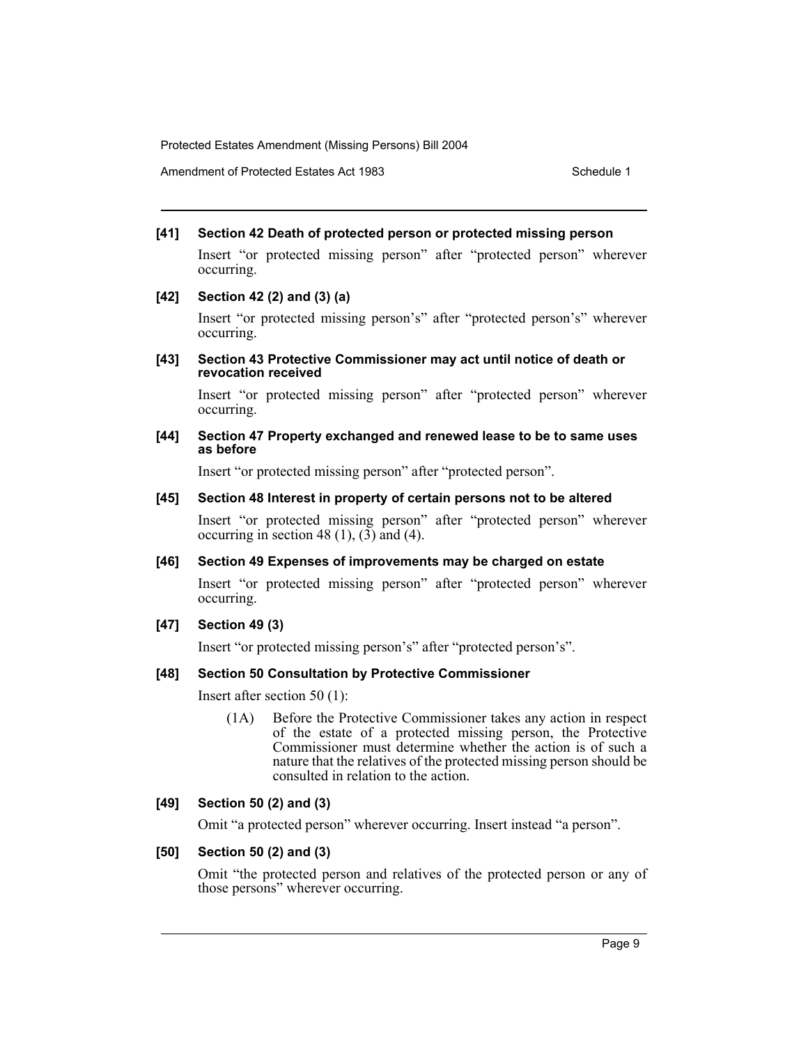**[41] Section 42 Death of protected person or protected missing person**

Insert "or protected missing person" after "protected person" wherever occurring.

**[42] Section 42 (2) and (3) (a)**

Insert "or protected missing person's" after "protected person's" wherever occurring.

**[43] Section 43 Protective Commissioner may act until notice of death or revocation received**

Insert "or protected missing person" after "protected person" wherever occurring.

**[44] Section 47 Property exchanged and renewed lease to be to same uses as before**

Insert "or protected missing person" after "protected person".

**[45] Section 48 Interest in property of certain persons not to be altered**

Insert "or protected missing person" after "protected person" wherever occurring in section 48 (1), (3) and (4).

**[46] Section 49 Expenses of improvements may be charged on estate**

Insert "or protected missing person" after "protected person" wherever occurring.

**[47] Section 49 (3)**

Insert "or protected missing person's" after "protected person's".

**[48] Section 50 Consultation by Protective Commissioner**

Insert after section 50 (1):

> (1A) Before the Protective Commissioner takes any action in respect of the estate of a protected missing person, the Protective Commissioner must determine whether the action is of such a nature that the relatives of the protected missing person should be consulted in relation to the action.

**[49] Section 50 (2) and (3)**

Omit "a protected person" wherever occurring. Insert instead "a person".

**[50] Section 50 (2) and (3)**

Omit "the protected person and relatives of the protected person or any of those persons" wherever occurring.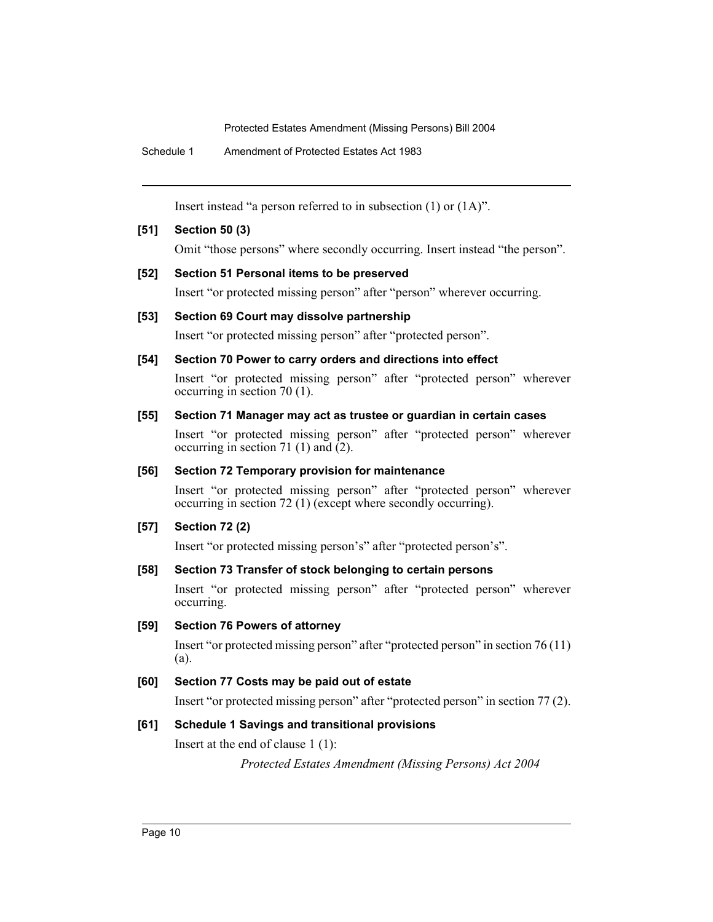Insert instead "a person referred to in subsection (1) or (1A)".

**[51] Section 50 (3)**

Omit "those persons" where secondly occurring. Insert instead "the person".

**[52] Section 51 Personal items to be preserved**

Insert "or protected missing person" after "person" wherever occurring.

**[53] Section 69 Court may dissolve partnership**

Insert "or protected missing person" after "protected person".

**[54] Section 70 Power to carry orders and directions into effect**

Insert "or protected missing person" after "protected person" wherever occurring in section 70 (1).

**[55] Section 71 Manager may act as trustee or guardian in certain cases**

Insert "or protected missing person" after "protected person" wherever occurring in section 71 (1) and (2).

**[56] Section 72 Temporary provision for maintenance**

Insert "or protected missing person" after "protected person" wherever occurring in section 72 (1) (except where secondly occurring).

**[57] Section 72 (2)**

Insert "or protected missing person's" after "protected person's".

**[58] Section 73 Transfer of stock belonging to certain persons**

Insert "or protected missing person" after "protected person" wherever occurring.

**[59] Section 76 Powers of attorney**

Insert "or protected missing person" after "protected person" in section 76 (11) (a).

**[60] Section 77 Costs may be paid out of estate**

Insert "or protected missing person" after "protected person" in section 77 (2).

**[61] Schedule 1 Savings and transitional provisions**

Insert at the end of clause 1 (1):

*Protected Estates Amendment (Missing Persons) Act 2004*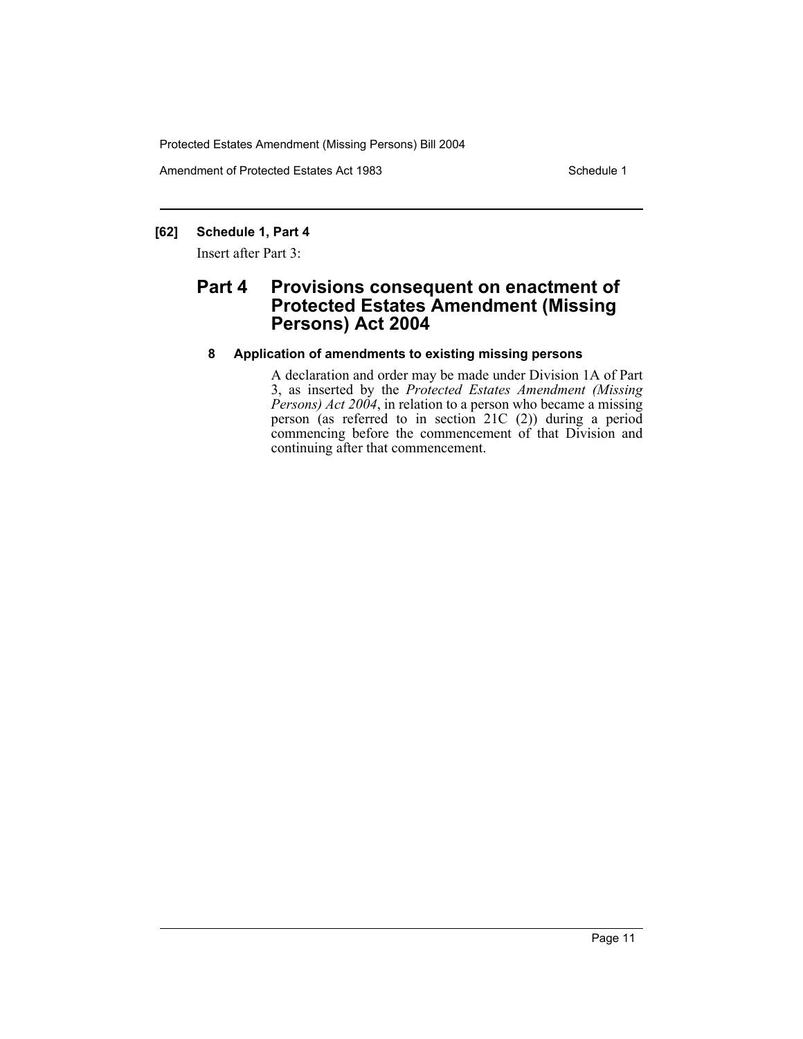**[62] Schedule 1, Part 4**

Insert after Part 3:

## Part 4 Provisions consequent on enactment of Protected Estates Amendment (Missing Persons) Act 2004

### 8 Application of amendments to existing missing persons

A declaration and order may be made under Division 1A of Part 3, as inserted by the *Protected Estates Amendment (Missing Persons) Act 2004*, in relation to a person who became a missing person (as referred to in section 21C (2)) during a period commencing before the commencement of that Division and continuing after that commencement.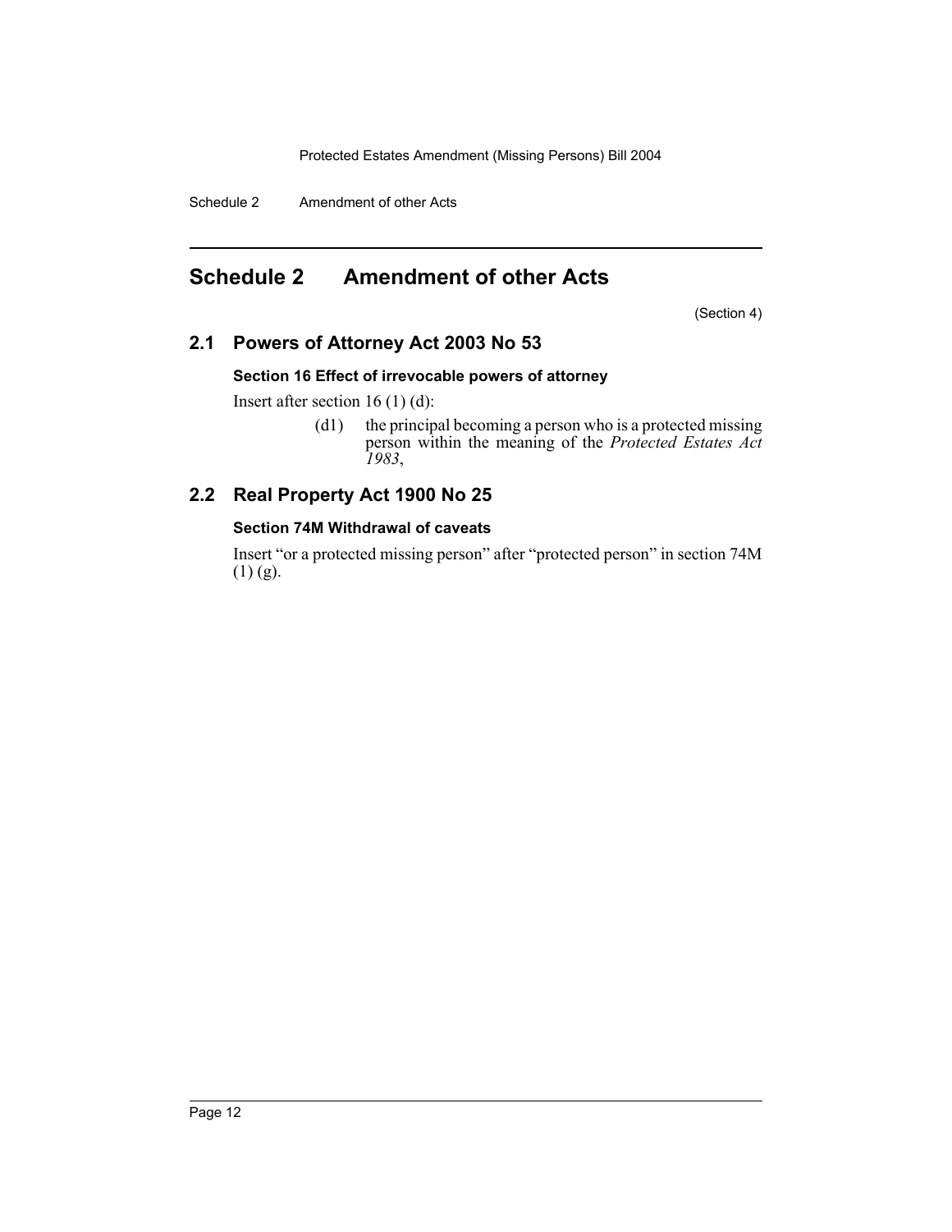# Schedule 2 Amendment of other Acts

(Section 4)

## 2.1 Powers of Attorney Act 2003 No 53

### Section 16 Effect of irrevocable powers of attorney

Insert after section 16 (1) (d):

> (d1) the principal becoming a person who is a protected missing person within the meaning of the *Protected Estates Act 1983*,

## 2.2 Real Property Act 1900 No 25

### Section 74M Withdrawal of caveats

Insert "or a protected missing person" after "protected person" in section 74M (1) (g).